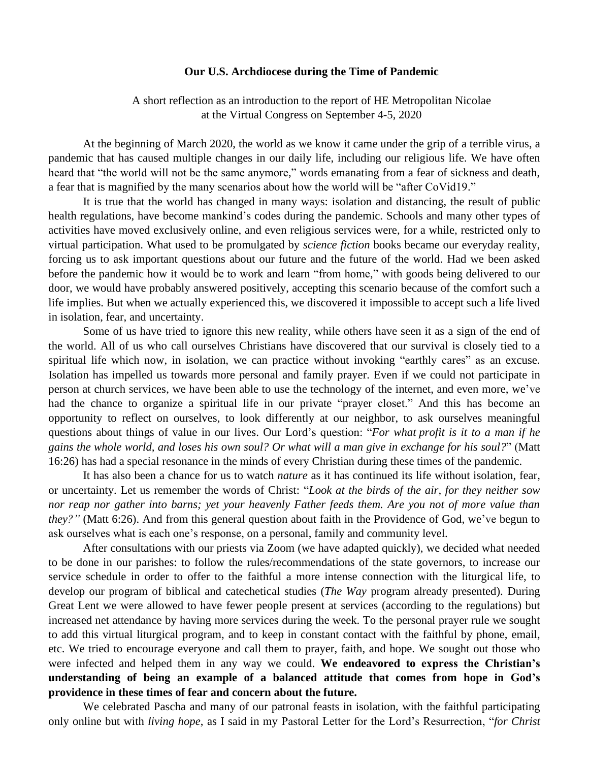**Our U.S. Archdiocese during the Time of Pandemic**

A short reflection as an introduction to the report of HE Metropolitan Nicolae at the Virtual Congress on September 4-5, 2020

At the beginning of March 2020, the world as we know it came under the grip of a terrible virus, a pandemic that has caused multiple changes in our daily life, including our religious life. We have often heard that "the world will not be the same anymore," words emanating from a fear of sickness and death, a fear that is magnified by the many scenarios about how the world will be "after CoVid19."

It is true that the world has changed in many ways: isolation and distancing, the result of public health regulations, have become mankind's codes during the pandemic. Schools and many other types of activities have moved exclusively online, and even religious services were, for a while, restricted only to virtual participation. What used to be promulgated by *science fiction* books became our everyday reality, forcing us to ask important questions about our future and the future of the world. Had we been asked before the pandemic how it would be to work and learn "from home," with goods being delivered to our door, we would have probably answered positively, accepting this scenario because of the comfort such a life implies. But when we actually experienced this, we discovered it impossible to accept such a life lived in isolation, fear, and uncertainty.

Some of us have tried to ignore this new reality, while others have seen it as a sign of the end of the world. All of us who call ourselves Christians have discovered that our survival is closely tied to a spiritual life which now, in isolation, we can practice without invoking "earthly cares" as an excuse. Isolation has impelled us towards more personal and family prayer. Even if we could not participate in person at church services, we have been able to use the technology of the internet, and even more, we've had the chance to organize a spiritual life in our private "prayer closet." And this has become an opportunity to reflect on ourselves, to look differently at our neighbor, to ask ourselves meaningful questions about things of value in our lives. Our Lord's question: "*For what profit is it to a man if he gains the whole world, and loses his own soul? Or what will a man give in exchange for his soul?*" (Matt 16:26) has had a special resonance in the minds of every Christian during these times of the pandemic.

It has also been a chance for us to watch *nature* as it has continued its life without isolation, fear, or uncertainty. Let us remember the words of Christ: "*Look at the birds of the air, for they neither sow nor reap nor gather into barns; yet your heavenly Father feeds them. Are you not of more value than they?"* (Matt 6:26). And from this general question about faith in the Providence of God, we've begun to ask ourselves what is each one's response, on a personal, family and community level.

After consultations with our priests via Zoom (we have adapted quickly), we decided what needed to be done in our parishes: to follow the rules/recommendations of the state governors, to increase our service schedule in order to offer to the faithful a more intense connection with the liturgical life, to develop our program of biblical and catechetical studies (*The Way* program already presented). During Great Lent we were allowed to have fewer people present at services (according to the regulations) but increased net attendance by having more services during the week. To the personal prayer rule we sought to add this virtual liturgical program, and to keep in constant contact with the faithful by phone, email, etc. We tried to encourage everyone and call them to prayer, faith, and hope. We sought out those who were infected and helped them in any way we could. **We endeavored to express the Christian's understanding of being an example of a balanced attitude that comes from hope in God's providence in these times of fear and concern about the future.**

We celebrated Pascha and many of our patronal feasts in isolation, with the faithful participating only online but with *living hope*, as I said in my Pastoral Letter for the Lord's Resurrection, "*for Christ*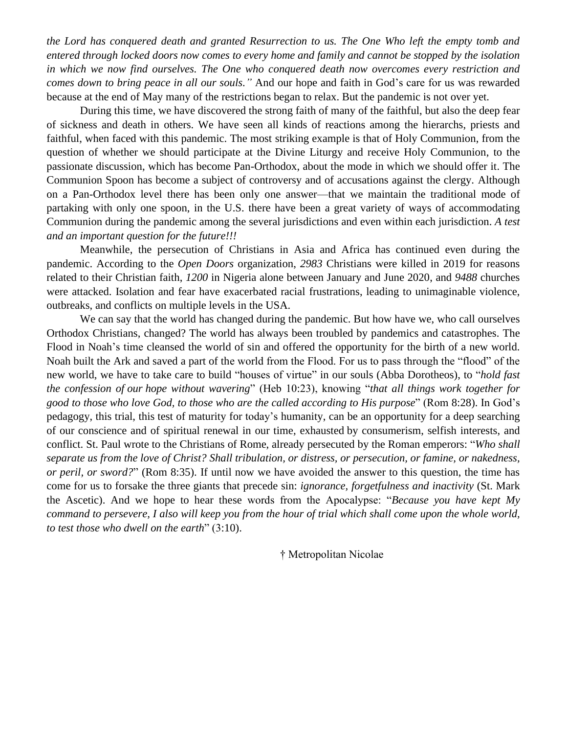*the Lord has conquered death and granted Resurrection to us. The One Who left the empty tomb and entered through locked doors now comes to every home and family and cannot be stopped by the isolation in which we now find ourselves. The One who conquered death now overcomes every restriction and comes down to bring peace in all our souls."* And our hope and faith in God's care for us was rewarded because at the end of May many of the restrictions began to relax. But the pandemic is not over yet.

During this time, we have discovered the strong faith of many of the faithful, but also the deep fear of sickness and death in others. We have seen all kinds of reactions among the hierarchs, priests and faithful, when faced with this pandemic. The most striking example is that of Holy Communion, from the question of whether we should participate at the Divine Liturgy and receive Holy Communion, to the passionate discussion, which has become Pan-Orthodox, about the mode in which we should offer it. The Communion Spoon has become a subject of controversy and of accusations against the clergy. Although on a Pan-Orthodox level there has been only one answer—that we maintain the traditional mode of partaking with only one spoon, in the U.S. there have been a great variety of ways of accommodating Communion during the pandemic among the several jurisdictions and even within each jurisdiction. *A test and an important question for the future!!!*

Meanwhile, the persecution of Christians in Asia and Africa has continued even during the pandemic. According to the *Open Doors* organization, *2983* Christians were killed in 2019 for reasons related to their Christian faith, *1200* in Nigeria alone between January and June 2020, and *9488* churches were attacked. Isolation and fear have exacerbated racial frustrations, leading to unimaginable violence, outbreaks, and conflicts on multiple levels in the USA.

We can say that the world has changed during the pandemic. But how have we, who call ourselves Orthodox Christians, changed? The world has always been troubled by pandemics and catastrophes. The Flood in Noah's time cleansed the world of sin and offered the opportunity for the birth of a new world. Noah built the Ark and saved a part of the world from the Flood. For us to pass through the "flood" of the new world, we have to take care to build "houses of virtue" in our souls (Abba Dorotheos), to "*hold fast the confession of our hope without wavering*" (Heb 10:23), knowing "*that all things work together for good to those who love God, to those who are the called according to His purpose*" (Rom 8:28). In God's pedagogy, this trial, this test of maturity for today's humanity, can be an opportunity for a deep searching of our conscience and of spiritual renewal in our time, exhausted by consumerism, selfish interests, and conflict. St. Paul wrote to the Christians of Rome, already persecuted by the Roman emperors: "*Who shall separate us from the love of Christ? Shall tribulation, or distress, or persecution, or famine, or nakedness, or peril, or sword?*" (Rom 8:35). If until now we have avoided the answer to this question, the time has come for us to forsake the three giants that precede sin: *ignorance, forgetfulness and inactivity* (St. Mark the Ascetic). And we hope to hear these words from the Apocalypse: "*Because you have kept My command to persevere, I also will keep you from the hour of trial which shall come upon the whole world, to test those who dwell on the earth*" (3:10).

† Metropolitan Nicolae